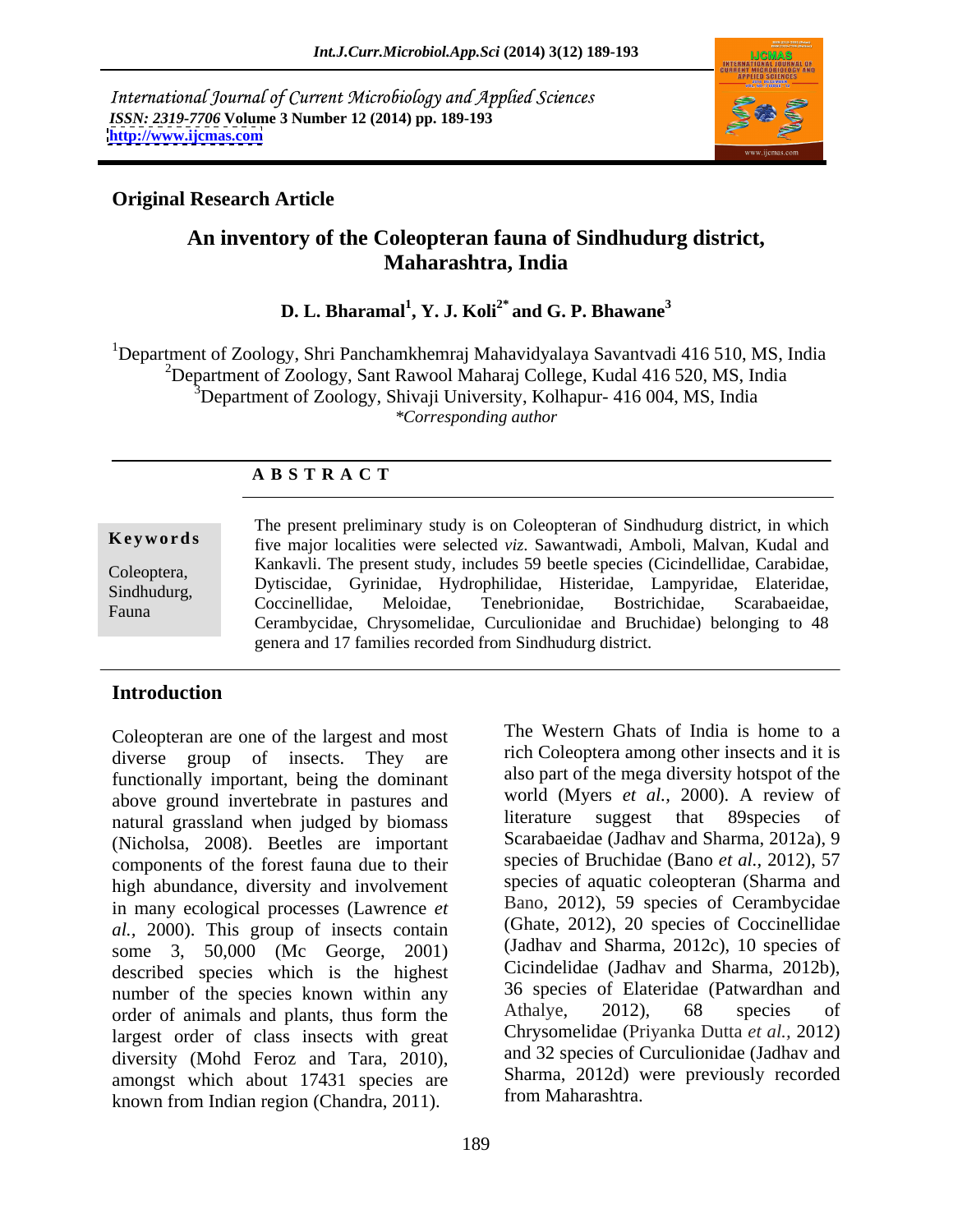International Journal of Current Microbiology and Applied Sciences
*ISSN: 2319-7706* **Volume 3 Number 12 (2014) pp. 189-193**
**http://www.ijcmas.com**

**Original Research Article**

# An inventory of the Coleopteran fauna of Sindhudurg district, Maharashtra, India

**D. L. Bharamal[1], Y. J. Koli[2*] and G. P. Bhawane[3]**

[1]Department of Zoology, Shri Panchamkhemraj Mahavidyalaya Savantvadi 416 510, MS, India
[2]Department of Zoology, Sant Rawool Maharaj College, Kudal 416 520, MS, India
[3]Department of Zoology, Shivaji University, Kolhapur- 416 004, MS, India
*\*Corresponding author*

**A B S T R A C T**

**Keywords**

Coleoptera, Sindhudurg, Fauna

The present preliminary study is on Coleopteran of Sindhudurg district, in which five major localities were selected *viz*. Sawantwadi, Amboli, Malvan, Kudal and Kankavli. The present study, includes 59 beetle species (Cicindellidae, Carabidae, Dytiscidae, Gyrinidae, Hydrophilidae, Histeridae, Lampyridae, Elateridae, Coccinellidae, Meloidae, Tenebrionidae, Bostrichidae, Scarabaeidae, Cerambycidae, Chrysomelidae, Curculionidae and Bruchidae) belonging to 48 genera and 17 families recorded from Sindhudurg district.

## Introduction

Coleopteran are one of the largest and most diverse group of insects. They are functionally important, being the dominant above ground invertebrate in pastures and natural grassland when judged by biomass (Nicholsa, 2008). Beetles are important components of the forest fauna due to their high abundance, diversity and involvement in many ecological processes (Lawrence *et al.,* 2000). This group of insects contain some 3, 50,000 (Mc George, 2001) described species which is the highest number of the species known within any order of animals and plants, thus form the largest order of class insects with great diversity (Mohd Feroz and Tara, 2010), amongst which about 17431 species are known from Indian region (Chandra, 2011).

The Western Ghats of India is home to a rich Coleoptera among other insects and it is also part of the mega diversity hotspot of the world (Myers *et al.,* 2000). A review of literature suggest that 89species of Scarabaeidae (Jadhav and Sharma, 2012a), 9 species of Bruchidae (Bano *et al.,* 2012), 57 species of aquatic coleopteran (Sharma and Bano, 2012), 59 species of Cerambycidae (Ghate, 2012), 20 species of Coccinellidae (Jadhav and Sharma, 2012c), 10 species of Cicindelidae (Jadhav and Sharma, 2012b), 36 species of Elateridae (Patwardhan and Athalye, 2012), 68 species of Chrysomelidae (Priyanka Dutta *et al.,* 2012) and 32 species of Curculionidae (Jadhav and Sharma, 2012d) were previously recorded from Maharashtra.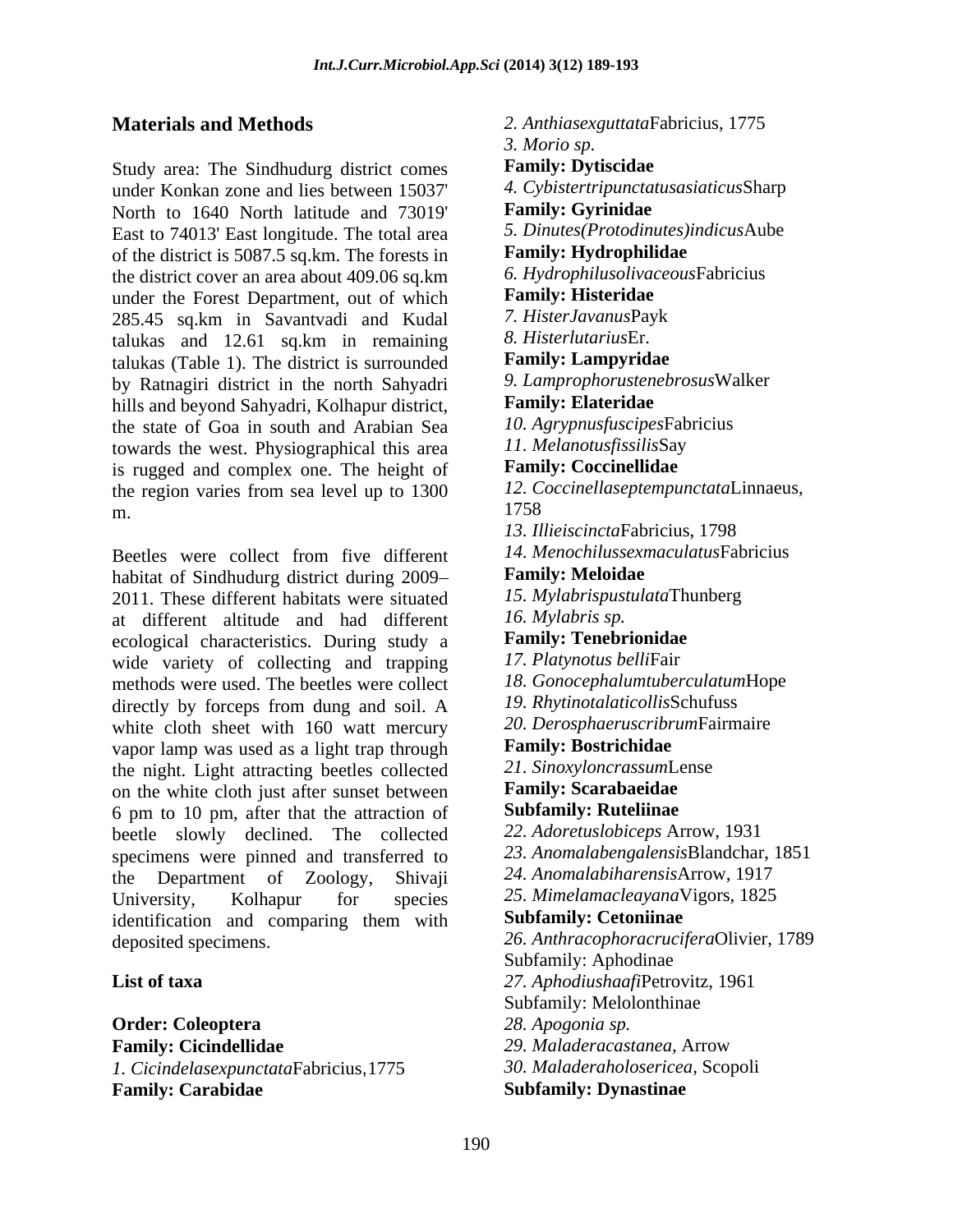## Materials and Methods

Study area: The Sindhudurg district comes under Konkan zone and lies between 15037' North to 1640 North latitude and 73019' East to 74013' East longitude. The total area of the district is 5087.5 sq.km. The forests in the district cover an area about 409.06 sq.km under the Forest Department, out of which 285.45 sq.km in Savantvadi and Kudal talukas and 12.61 sq.km in remaining talukas (Table 1). The district is surrounded by Ratnagiri district in the north Sahyadri hills and beyond Sahyadri, Kolhapur district, the state of Goa in south and Arabian Sea towards the west. Physiographical this area is rugged and complex one. The height of the region varies from sea level up to 1300 m.

Beetles were collect from five different habitat of Sindhudurg district during 2009–2011. These different habitats were situated at different altitude and had different ecological characteristics. During study a wide variety of collecting and trapping methods were used. The beetles were collect directly by forceps from dung and soil. A white cloth sheet with 160 watt mercury vapor lamp was used as a light trap through the night. Light attracting beetles collected on the white cloth just after sunset between 6 pm to 10 pm, after that the attraction of beetle slowly declined. The collected specimens were pinned and transferred to the Department of Zoology, Shivaji University, Kolhapur for species identification and comparing them with deposited specimens.

## List of taxa

**Order: Coleoptera**

**Family: Cicindellidae**

1. *Cicindelasexpunctata*Fabricius,1775

**Family: Carabidae**

2. *Anthiasexguttata*Fabricius, 1775
3. *Morio sp.*

**Family: Dytiscidae**

4. *Cybistertripunctatusasiaticus*Sharp

**Family: Gyrinidae**

5. *Dinutes(Protodinutes)indicus*Aube

**Family: Hydrophilidae**

6. *Hydrophilusolivaceous*Fabricius

**Family: Histeridae**

7. *HisterJavanus*Payk
8. *Histerlutarius*Er.

**Family: Lampyridae**

9. *Lamprophorustenebrosus*Walker

**Family: Elateridae**

10. *Agrypnusfuscipes*Fabricius
11. *Melanotusfissilis*Say

**Family: Coccinellidae**

12. *Coccinellaseptempunctata*Linnaeus, 1758
13. *Illieiscincta*Fabricius, 1798
14. *Menochilussexmaculatus*Fabricius

**Family: Meloidae**

15. *Mylabrispustulata*Thunberg
16. *Mylabris sp.*

**Family: Tenebrionidae**

17. *Platynotus belli*Fair
18. *Gonocephalumtuberculatum*Hope
19. *Rhytinotalaticollis*Schufuss
20. *Derosphaeruscribrum*Fairmaire

**Family: Bostrichidae**

21. *Sinoxyloncrassum*Lense

**Family: Scarabaeidae**

**Subfamily: Ruteliinae**

22. *Adoretuslobiceps* Arrow, 1931
23. *Anomalabengalensis*Blandchar, 1851
24. *Anomalabiharensis*Arrow, 1917
25. *Mimelamacleayana*Vigors, 1825

**Subfamily: Cetoniinae**

26. *Anthracophoracrucifera*Olivier, 1789

Subfamily: Aphodinae

27. *Aphodiushaafi*Petrovitz, 1961

Subfamily: Melolonthinae

28. *Apogonia sp.*
29. *Maladeracastanea,* Arrow
30. *Maladeraholosericea,* Scopoli

**Subfamily: Dynastinae**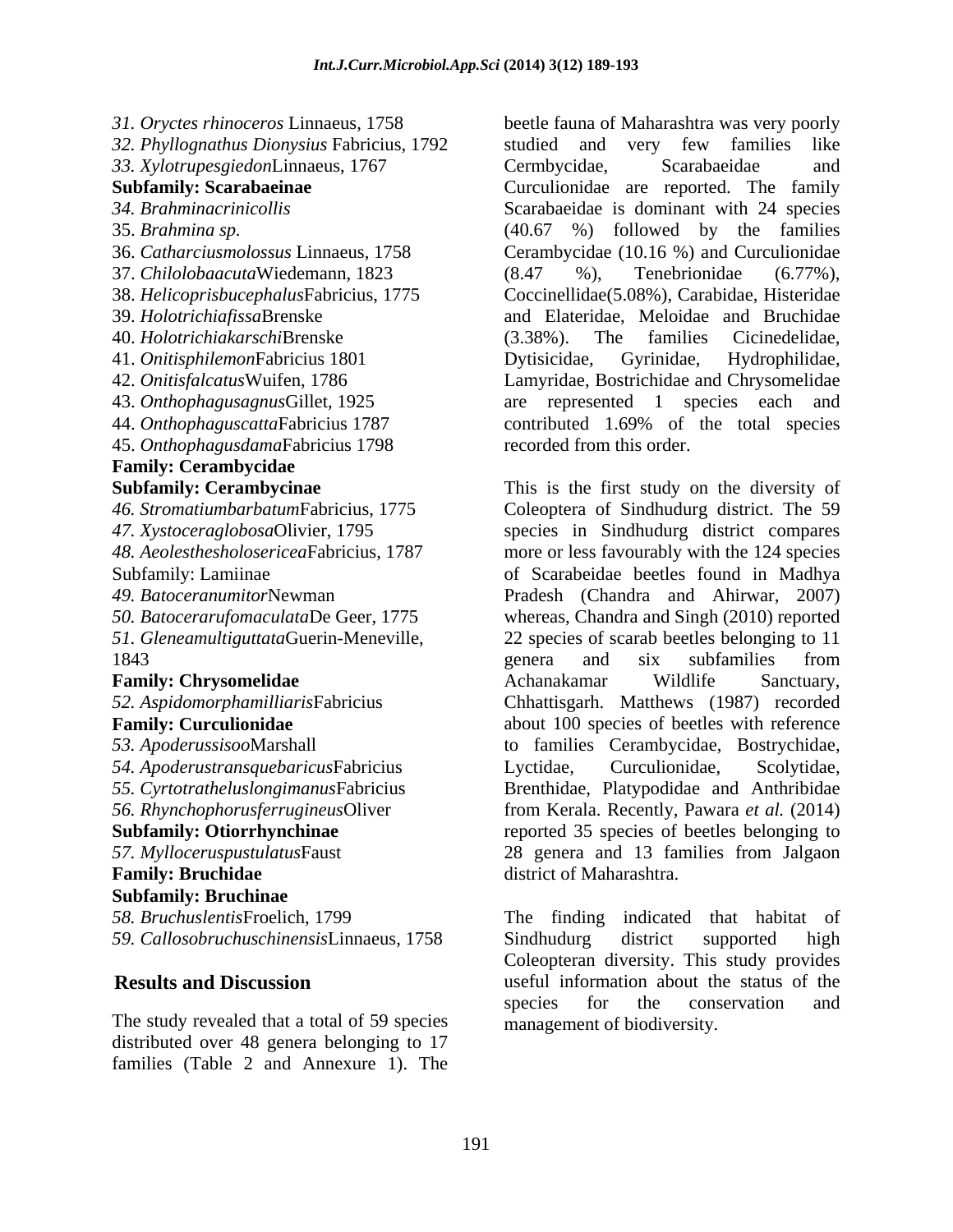*31. Oryctes rhinoceros* Linnaeus, 1758
*32. Phyllognathus Dionysius* Fabricius, 1792
*33. Xylotrupesgiedon*Linnaeus, 1767

**Subfamily: Scarabaeinae**

*34. Brahminacrinicollis*
35. *Brahmina sp.*
36. *Catharciusmolossus* Linnaeus, 1758
37. *Chilolobaacuta*Wiedemann, 1823
38. *Helicoprisbucephalus*Fabricius, 1775
39. *Holotrichiafissa*Brenske
40. *Holotrichiakarschi*Brenske
41. *Onitisphilemon*Fabricius 1801
42. *Onitisfalcatus*Wuifen, 1786
43. *Onthophagusagnus*Gillet, 1925
44. *Onthophaguscatta*Fabricius 1787
45. *Onthophagusdama*Fabricius 1798

**Family: Cerambycidae**

**Subfamily: Cerambycinae**

*46. Stromatiumbarbatum*Fabricius, 1775
*47. Xystoceraglobosa*Olivier, 1795
*48. Aeolesthesholosericea*Fabricius, 1787

Subfamily: Lamiinae

*49. Batoceranumitor*Newman
*50. Batocerarufomaculata*De Geer, 1775
*51. Gleneamultiguttata*Guerin-Meneville, 1843

**Family: Chrysomelidae**

*52. Aspidomorphamilliaris*Fabricius

**Family: Curculionidae**

*53. Apoderussisoo*Marshall
*54. Apoderustransquebaricus*Fabricius
*55. Cyrtotrathelulongimanus*Fabricius
*56. Rhynchophorusferrugineus*Oliver

**Subfamily: Otiorrhynchinae**

*57. Myllocеruspustulatus*Faust

**Family: Bruchidae**

**Subfamily: Bruchinae**

*58. Bruchuslentis*Froelich, 1799
*59. Callosobruchuschinensis*Linnaeus, 1758

## Results and Discussion

The study revealed that a total of 59 species distributed over 48 genera belonging to 17 families (Table 2 and Annexure 1). The beetle fauna of Maharashtra was very poorly studied and very few families like Cermbycidae, Scarabaeidae and Curculionidae are reported. The family Scarabaeidae is dominant with 24 species (40.67 %) followed by the families Cerambycidae (10.16 %) and Curculionidae (8.47 %), Tenebrionidae (6.77%), Coccinellidae(5.08%), Carabidae, Histeridae and Elateridae, Meloidae and Bruchidae (3.38%). The families Cicinedelidae, Dytisicidae, Gyrinidae, Hydrophilidae, Lamyridae, Bostrichidae and Chrysomelidae are represented 1 species each and contributed 1.69% of the total species recorded from this order.

This is the first study on the diversity of Coleoptera of Sindhudurg district. The 59 species in Sindhudurg district compares more or less favourably with the 124 species of Scarabeidae beetles found in Madhya Pradesh (Chandra and Ahirwar, 2007) whereas, Chandra and Singh (2010) reported 22 species of scarab beetles belonging to 11 genera and six subfamilies from Achanakamar Wildlife Sanctuary, Chhattisgarh. Matthews (1987) recorded about 100 species of beetles with reference to families Cerambycidae, Bostrychidae, Lyctidae, Curculionidae, Scolytidae, Brenthidae, Platypodidae and Anthribidae from Kerala. Recently, Pawara *et al.* (2014) reported 35 species of beetles belonging to 28 genera and 13 families from Jalgaon district of Maharashtra.

The finding indicated that habitat of Sindhudurg district supported high Coleopteran diversity. This study provides useful information about the status of the species for the conservation and management of biodiversity.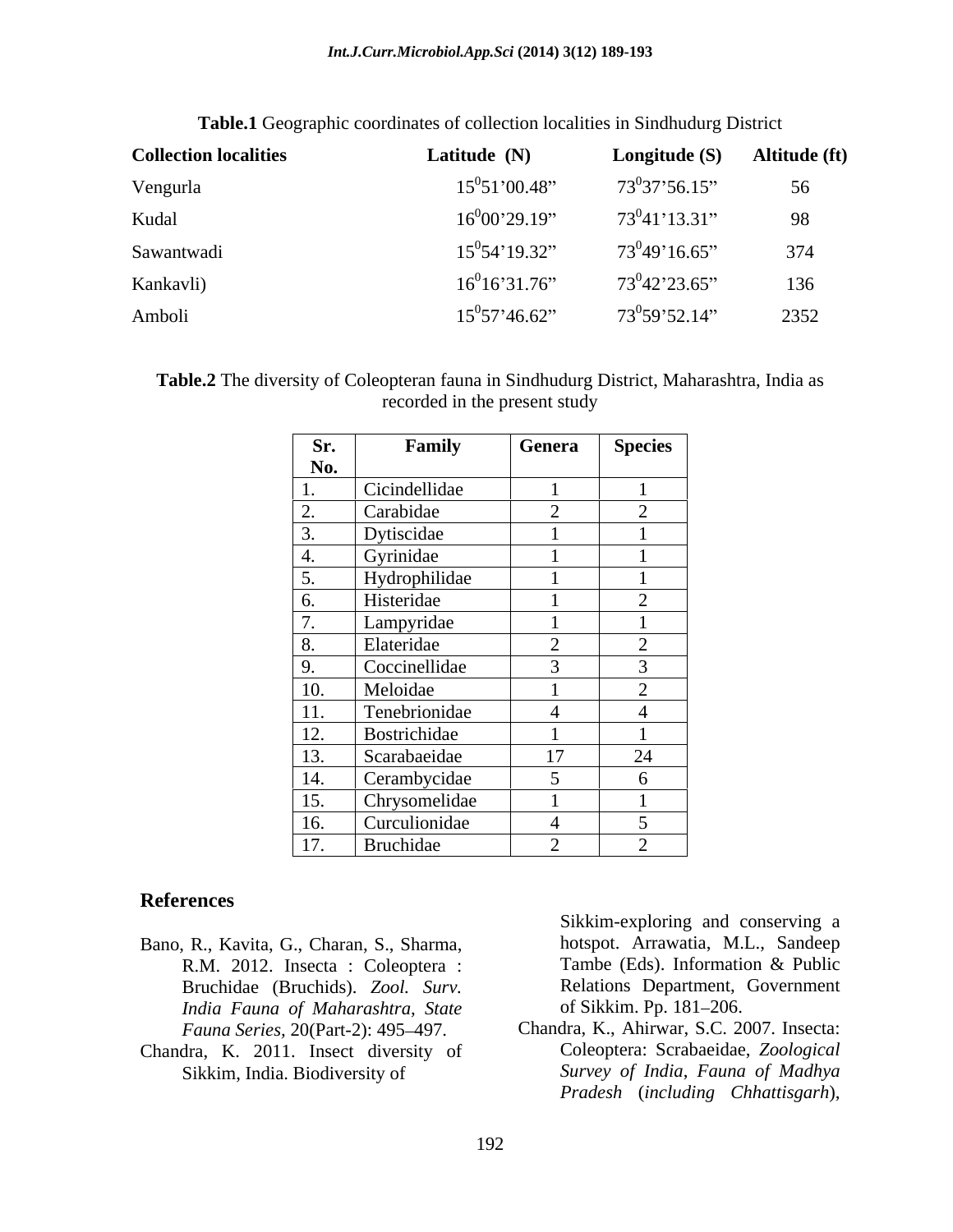**Table.1** Geographic coordinates of collection localities in Sindhudurg District

| Collection localities | Latitude (N) | Longitude (S) | Altitude (ft) |
|---|---|---|---|
| Vengurla | $15^0$51'00.48" | $73^0$37'56.15" | 56 |
| Kudal | $16^0$00'29.19" | $73^0$41'13.31" | 98 |
| Sawantwadi | $15^0$54'19.32" | $73^0$49'16.65" | 374 |
| Kankavli) | $16^0$16'31.76" | $73^0$42'23.65" | 136 |
| Amboli | $15^0$57'46.62" | $73^0$59'52.14" | 2352 |

**Table.2** The diversity of Coleopteran fauna in Sindhudurg District, Maharashtra, India as recorded in the present study

| Sr. No. | Family | Genera | Species |
|---|---|---|---|
| 1. | Cicindellidae | 1 | 1 |
| 2. | Carabidae | 2 | 2 |
| 3. | Dytiscidae | 1 | 1 |
| 4. | Gyrinidae | 1 | 1 |
| 5. | Hydrophilidae | 1 | 1 |
| 6. | Histeridae | 1 | 2 |
| 7. | Lampyridae | 1 | 1 |
| 8. | Elateridae | 2 | 2 |
| 9. | Coccinellidae | 3 | 3 |
| 10. | Meloidae | 1 | 2 |
| 11. | Tenebrionidae | 4 | 4 |
| 12. | Bostrichidae | 1 | 1 |
| 13. | Scarabaeidae | 17 | 24 |
| 14. | Cerambycidae | 5 | 6 |
| 15. | Chrysomelidae | 1 | 1 |
| 16. | Curculionidae | 4 | 5 |
| 17. | Bruchidae | 2 | 2 |

## References

Bano, R., Kavita, G., Charan, S., Sharma, R.M. 2012. Insecta : Coleoptera : Bruchidae (Bruchids). *Zool. Surv. India Fauna of Maharashtra, State Fauna Series*, 20(Part-2): 495–497.

Chandra, K. 2011. Insect diversity of Sikkim, India. Biodiversity of Sikkim-exploring and conserving a hotspot. Arrawatia, M.L., Sandeep Tambe (Eds). Information & Public Relations Department, Government of Sikkim. Pp. 181–206.

Chandra, K., Ahirwar, S.C. 2007. Insecta: Coleoptera: Scrabaeidae, *Zoological Survey of India*, *Fauna of Madhya Pradesh* (*including Chhattisgarh*),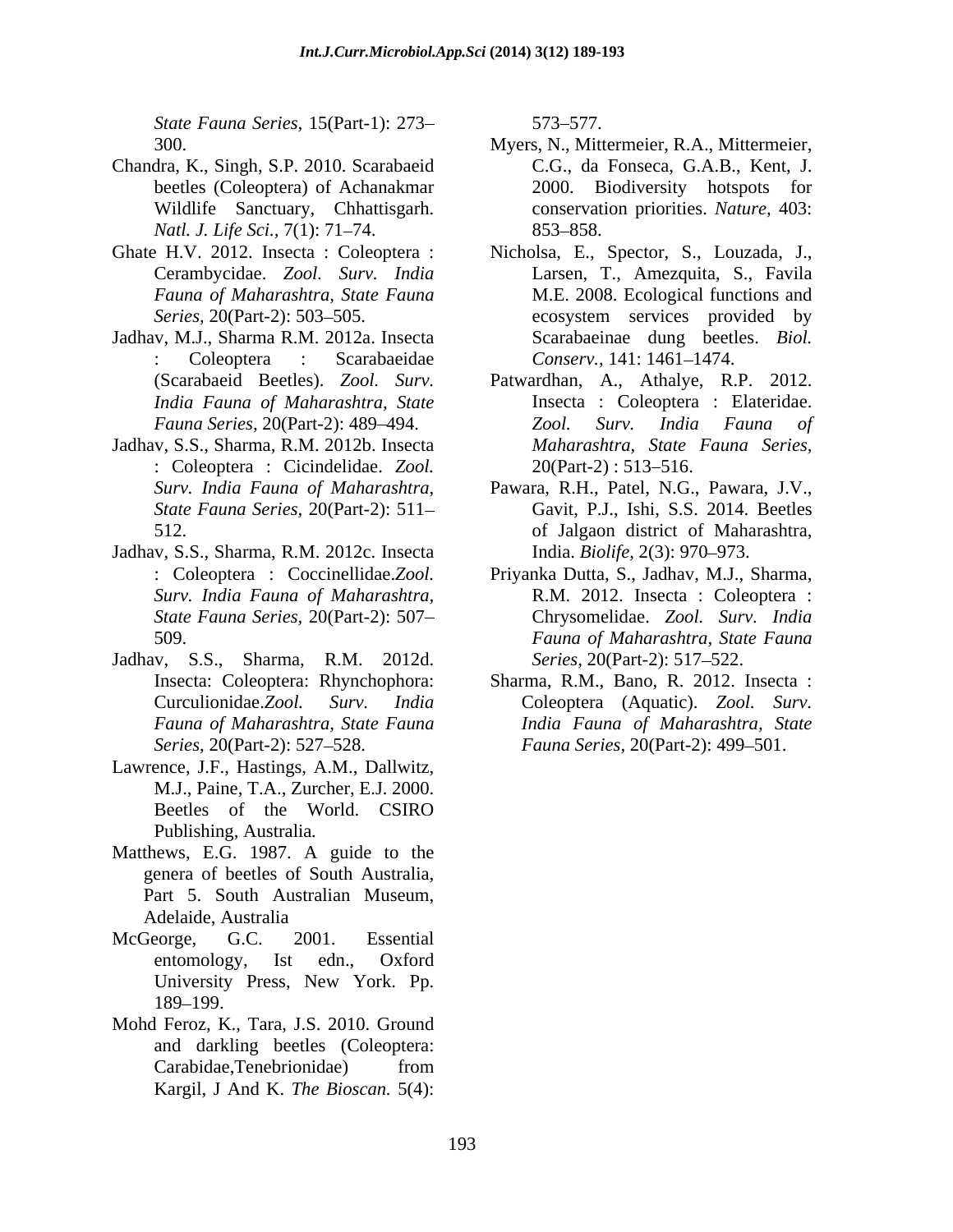*State Fauna Series*, 15(Part-1): 273–300.

Chandra, K., Singh, S.P. 2010. Scarabaeid beetles (Coleoptera) of Achanakmar Wildlife Sanctuary, Chhattisgarh. *Natl. J. Life Sci.*, 7(1): 71–74.

Ghate H.V. 2012. Insecta : Coleoptera : Cerambycidae. *Zool. Surv. India Fauna of Maharashtra, State Fauna Series*, 20(Part-2): 503–505.

Jadhav, M.J., Sharma R.M. 2012a. Insecta : Coleoptera : Scarabaeidae (Scarabaeid Beetles). *Zool. Surv. India Fauna of Maharashtra, State Fauna Series*, 20(Part-2): 489–494.

Jadhav, S.S., Sharma, R.M. 2012b. Insecta : Coleoptera : Cicindelidae. *Zool. Surv. India Fauna of Maharashtra, State Fauna Series*, 20(Part-2): 511–512.

Jadhav, S.S., Sharma, R.M. 2012c. Insecta : Coleoptera : Coccinellidae.*Zool. Surv. India Fauna of Maharashtra, State Fauna Series*, 20(Part-2): 507–509.

Jadhav, S.S., Sharma, R.M. 2012d. Insecta: Coleoptera: Rhynchophora: Curculionidae.*Zool. Surv. India Fauna of Maharashtra, State Fauna Series*, 20(Part-2): 527–528.

Lawrence, J.F., Hastings, A.M., Dallwitz, M.J., Paine, T.A., Zurcher, E.J. 2000. Beetles of the World. CSIRO Publishing, Australia.

Matthews, E.G. 1987. A guide to the genera of beetles of South Australia, Part 5. South Australian Museum, Adelaide, Australia

McGeorge, G.C. 2001. Essential entomology, Ist edn., Oxford University Press, New York. Pp. 189–199.

Mohd Feroz, K., Tara, J.S. 2010. Ground and darkling beetles (Coleoptera: Carabidae,Tenebrionidae) from Kargil, J And K. *The Bioscan.* 5(4): 573–577.

Myers, N., Mittermeier, R.A., Mittermeier, C.G., da Fonseca, G.A.B., Kent, J. 2000. Biodiversity hotspots for conservation priorities. *Nature*, 403: 853–858.

Nicholsa, E., Spector, S., Louzada, J., Larsen, T., Amezquita, S., Favila M.E. 2008. Ecological functions and ecosystem services provided by Scarabaeinae dung beetles. *Biol. Conserv.*, 141: 1461–1474.

Patwardhan, A., Athalye, R.P. 2012. Insecta : Coleoptera : Elateridae. *Zool. Surv. India Fauna of Maharashtra, State Fauna Series*, 20(Part-2) : 513–516.

Pawara, R.H., Patel, N.G., Pawara, J.V., Gavit, P.J., Ishi, S.S. 2014. Beetles of Jalgaon district of Maharashtra, India. *Biolife*, 2(3): 970–973.

Priyanka Dutta, S., Jadhav, M.J., Sharma, R.M. 2012. Insecta : Coleoptera : Chrysomelidae. *Zool. Surv. India Fauna of Maharashtra, State Fauna Series*, 20(Part-2): 517–522.

Sharma, R.M., Bano, R. 2012. Insecta : Coleoptera (Aquatic). *Zool. Surv. India Fauna of Maharashtra, State Fauna Series*, 20(Part-2): 499–501.